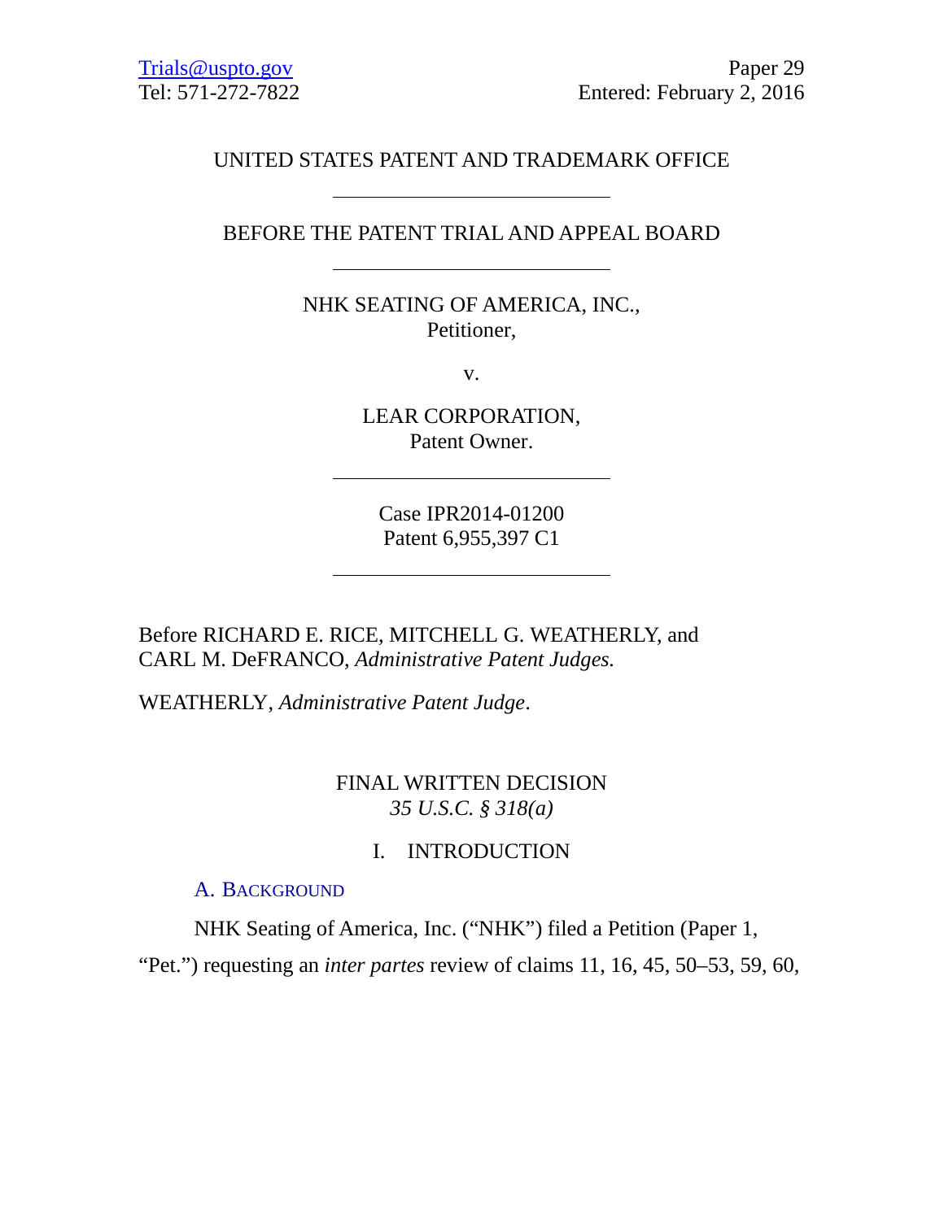Trials@uspto.gov
Tel: 571-272-7822

Paper 29
Entered: February 2, 2016

UNITED STATES PATENT AND TRADEMARK OFFICE

---

BEFORE THE PATENT TRIAL AND APPEAL BOARD

---

NHK SEATING OF AMERICA, INC.,
Petitioner,

v.

LEAR CORPORATION,
Patent Owner.

---

Case IPR2014-01200
Patent 6,955,397 C1

---

Before RICHARD E. RICE, MITCHELL G. WEATHERLY, and CARL M. DeFRANCO, *Administrative Patent Judges.*

WEATHERLY, *Administrative Patent Judge*.

FINAL WRITTEN DECISION
*35 U.S.C. § 318(a)*

# I. INTRODUCTION

## A. BACKGROUND

NHK Seating of America, Inc. ("NHK") filed a Petition (Paper 1, "Pet.") requesting an *inter partes* review of claims 11, 16, 45, 50–53, 59, 60,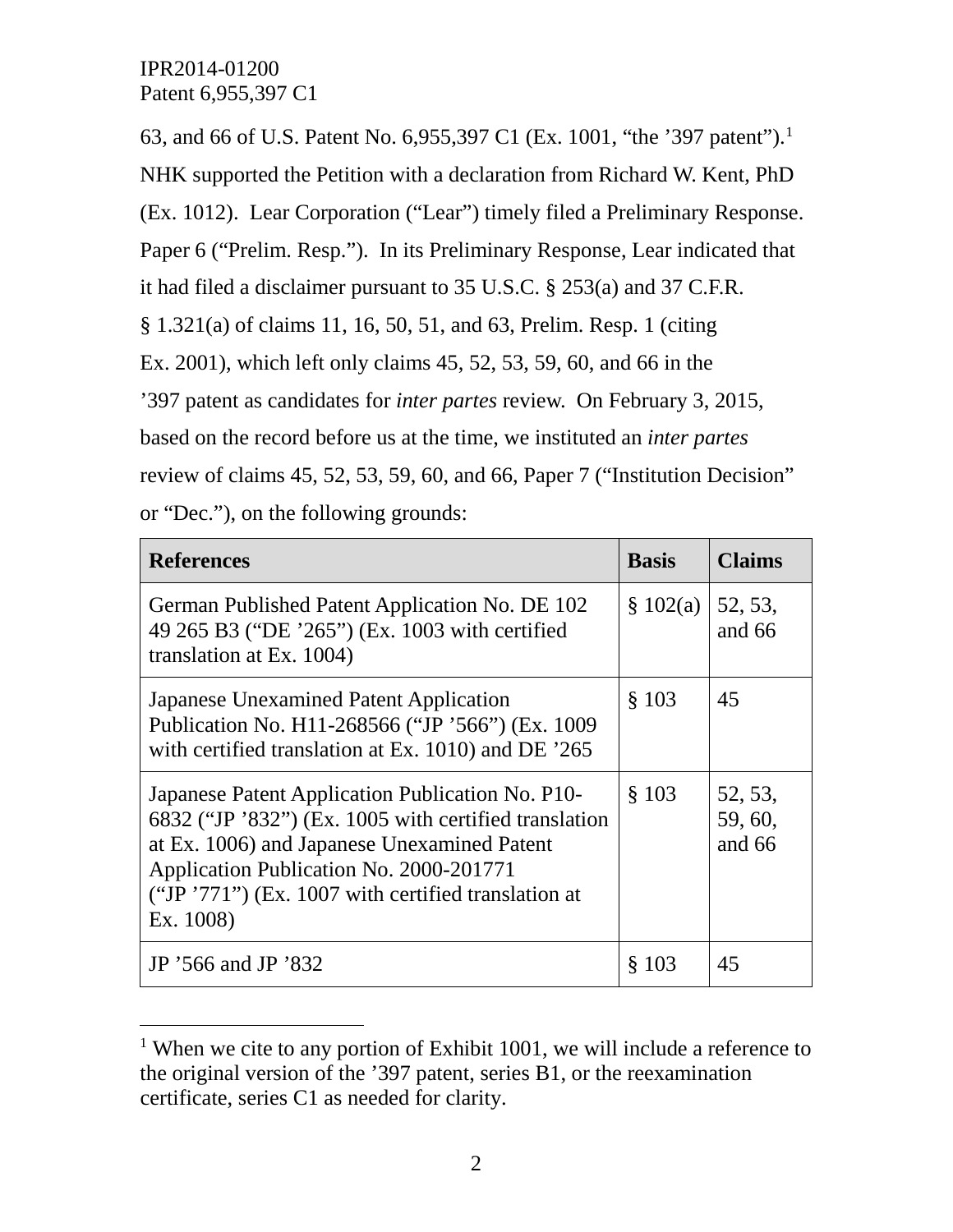63, and 66 of U.S. Patent No. 6,955,397 C1 (Ex. 1001, "the '397 patent").[1] NHK supported the Petition with a declaration from Richard W. Kent, PhD (Ex. 1012). Lear Corporation ("Lear") timely filed a Preliminary Response. Paper 6 ("Prelim. Resp."). In its Preliminary Response, Lear indicated that it had filed a disclaimer pursuant to 35 U.S.C. § 253(a) and 37 C.F.R. § 1.321(a) of claims 11, 16, 50, 51, and 63, Prelim. Resp. 1 (citing Ex. 2001), which left only claims 45, 52, 53, 59, 60, and 66 in the '397 patent as candidates for *inter partes* review. On February 3, 2015, based on the record before us at the time, we instituted an *inter partes* review of claims 45, 52, 53, 59, 60, and 66, Paper 7 ("Institution Decision" or "Dec."), on the following grounds:

| References | Basis | Claims |
|---|---|---|
| German Published Patent Application No. DE 102 49 265 B3 ("DE '265") (Ex. 1003 with certified translation at Ex. 1004) | § 102(a) | 52, 53, and 66 |
| Japanese Unexamined Patent Application Publication No. H11-268566 ("JP '566") (Ex. 1009 with certified translation at Ex. 1010) and DE '265 | § 103 | 45 |
| Japanese Patent Application Publication No. P10-6832 ("JP '832") (Ex. 1005 with certified translation at Ex. 1006) and Japanese Unexamined Patent Application Publication No. 2000-201771 ("JP '771") (Ex. 1007 with certified translation at Ex. 1008) | § 103 | 52, 53, 59, 60, and 66 |
| JP '566 and JP '832 | § 103 | 45 |

[1] When we cite to any portion of Exhibit 1001, we will include a reference to the original version of the '397 patent, series B1, or the reexamination certificate, series C1 as needed for clarity.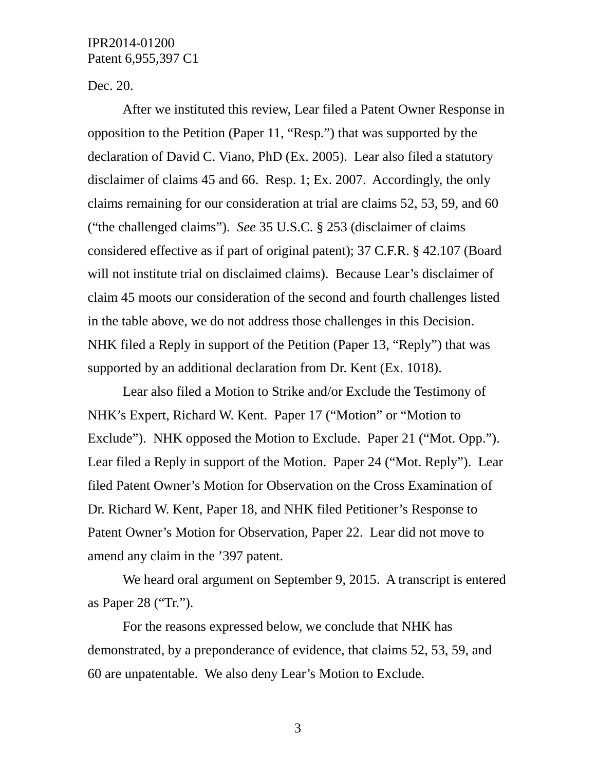Dec. 20.

After we instituted this review, Lear filed a Patent Owner Response in opposition to the Petition (Paper 11, "Resp.") that was supported by the declaration of David C. Viano, PhD (Ex. 2005). Lear also filed a statutory disclaimer of claims 45 and 66. Resp. 1; Ex. 2007. Accordingly, the only claims remaining for our consideration at trial are claims 52, 53, 59, and 60 ("the challenged claims"). *See* 35 U.S.C. § 253 (disclaimer of claims considered effective as if part of original patent); 37 C.F.R. § 42.107 (Board will not institute trial on disclaimed claims). Because Lear's disclaimer of claim 45 moots our consideration of the second and fourth challenges listed in the table above, we do not address those challenges in this Decision. NHK filed a Reply in support of the Petition (Paper 13, "Reply") that was supported by an additional declaration from Dr. Kent (Ex. 1018).

Lear also filed a Motion to Strike and/or Exclude the Testimony of NHK's Expert, Richard W. Kent. Paper 17 ("Motion" or "Motion to Exclude"). NHK opposed the Motion to Exclude. Paper 21 ("Mot. Opp."). Lear filed a Reply in support of the Motion. Paper 24 ("Mot. Reply"). Lear filed Patent Owner's Motion for Observation on the Cross Examination of Dr. Richard W. Kent, Paper 18, and NHK filed Petitioner's Response to Patent Owner's Motion for Observation, Paper 22. Lear did not move to amend any claim in the '397 patent.

We heard oral argument on September 9, 2015. A transcript is entered as Paper 28 ("Tr.").

For the reasons expressed below, we conclude that NHK has demonstrated, by a preponderance of evidence, that claims 52, 53, 59, and 60 are unpatentable. We also deny Lear's Motion to Exclude.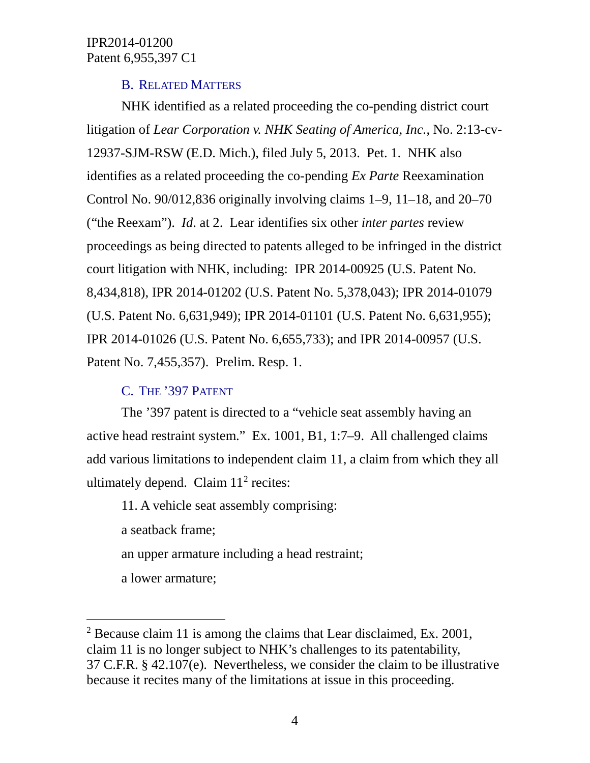### B. RELATED MATTERS

NHK identified as a related proceeding the co-pending district court litigation of *Lear Corporation v. NHK Seating of America, Inc.*, No. 2:13-cv-12937-SJM-RSW (E.D. Mich.), filed July 5, 2013. Pet. 1. NHK also identifies as a related proceeding the co-pending *Ex Parte* Reexamination Control No. 90/012,836 originally involving claims 1–9, 11–18, and 20–70 ("the Reexam"). *Id.* at 2. Lear identifies six other *inter partes* review proceedings as being directed to patents alleged to be infringed in the district court litigation with NHK, including: IPR 2014-00925 (U.S. Patent No. 8,434,818), IPR 2014-01202 (U.S. Patent No. 5,378,043); IPR 2014-01079 (U.S. Patent No. 6,631,949); IPR 2014-01101 (U.S. Patent No. 6,631,955); IPR 2014-01026 (U.S. Patent No. 6,655,733); and IPR 2014-00957 (U.S. Patent No. 7,455,357). Prelim. Resp. 1.

### C. THE '397 PATENT

The '397 patent is directed to a "vehicle seat assembly having an active head restraint system." Ex. 1001, B1, 1:7–9. All challenged claims add various limitations to independent claim 11, a claim from which they all ultimately depend. Claim 11[2] recites:

11. A vehicle seat assembly comprising:

a seatback frame;

an upper armature including a head restraint;

a lower armature;

---

[2] Because claim 11 is among the claims that Lear disclaimed, Ex. 2001, claim 11 is no longer subject to NHK's challenges to its patentability, 37 C.F.R. § 42.107(e). Nevertheless, we consider the claim to be illustrative because it recites many of the limitations at issue in this proceeding.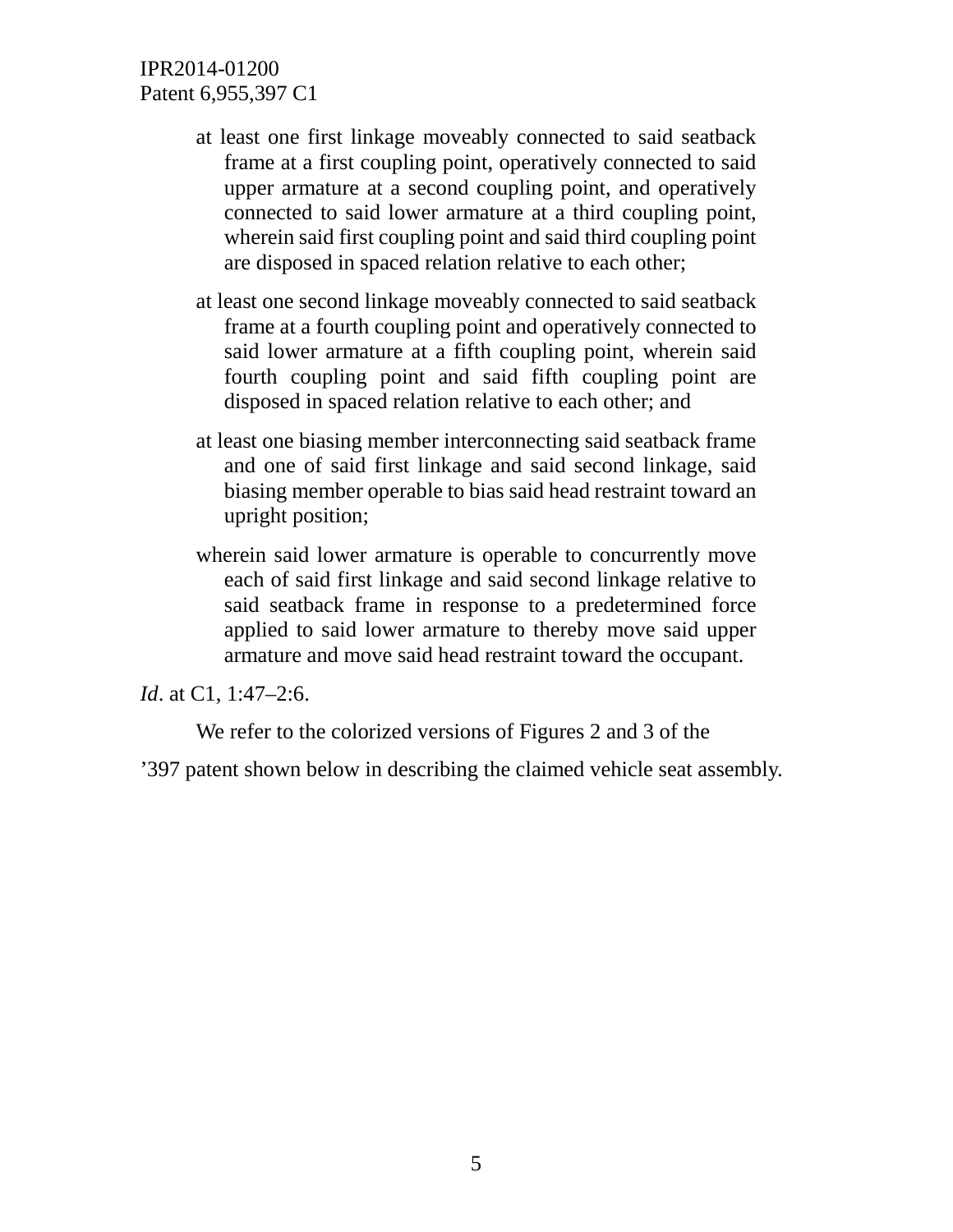at least one first linkage moveably connected to said seatback frame at a first coupling point, operatively connected to said upper armature at a second coupling point, and operatively connected to said lower armature at a third coupling point, wherein said first coupling point and said third coupling point are disposed in spaced relation relative to each other;

at least one second linkage moveably connected to said seatback frame at a fourth coupling point and operatively connected to said lower armature at a fifth coupling point, wherein said fourth coupling point and said fifth coupling point are disposed in spaced relation relative to each other; and

at least one biasing member interconnecting said seatback frame and one of said first linkage and said second linkage, said biasing member operable to bias said head restraint toward an upright position;

wherein said lower armature is operable to concurrently move each of said first linkage and said second linkage relative to said seatback frame in response to a predetermined force applied to said lower armature to thereby move said upper armature and move said head restraint toward the occupant.

*Id*. at C1, 1:47–2:6.

We refer to the colorized versions of Figures 2 and 3 of the ’397 patent shown below in describing the claimed vehicle seat assembly.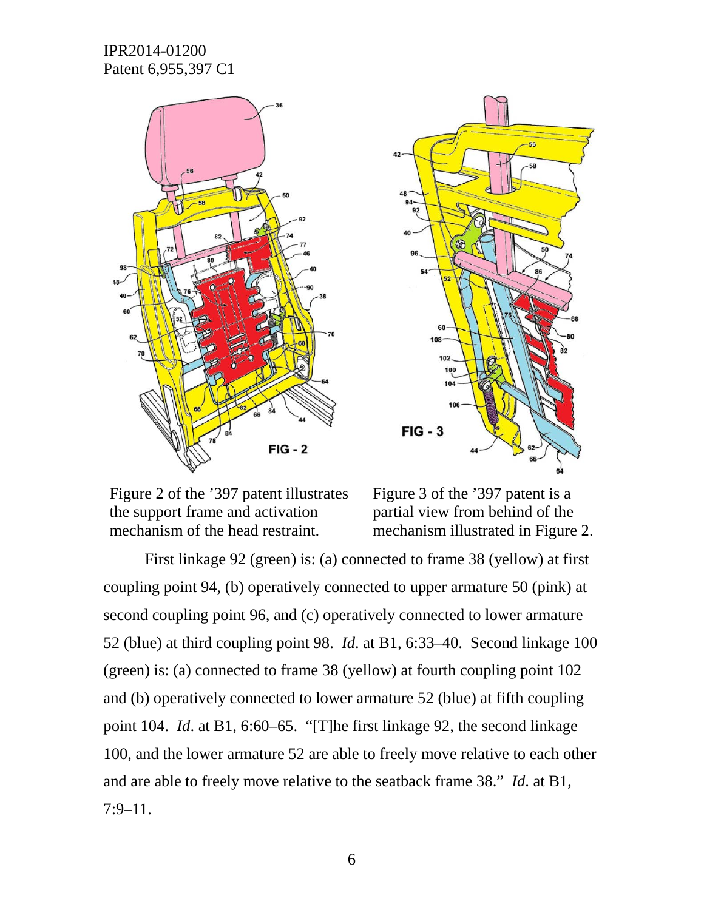Figure 2 of the '397 patent illustrates the support frame and activation mechanism of the head restraint.

Figure 3 of the '397 patent is a partial view from behind of the mechanism illustrated in Figure 2.

First linkage 92 (green) is: (a) connected to frame 38 (yellow) at first coupling point 94, (b) operatively connected to upper armature 50 (pink) at second coupling point 96, and (c) operatively connected to lower armature 52 (blue) at third coupling point 98. *Id*. at B1, 6:33–40. Second linkage 100 (green) is: (a) connected to frame 38 (yellow) at fourth coupling point 102 and (b) operatively connected to lower armature 52 (blue) at fifth coupling point 104. *Id*. at B1, 6:60–65. "[T]he first linkage 92, the second linkage 100, and the lower armature 52 are able to freely move relative to each other and are able to freely move relative to the seatback frame 38." *Id*. at B1, 7:9–11.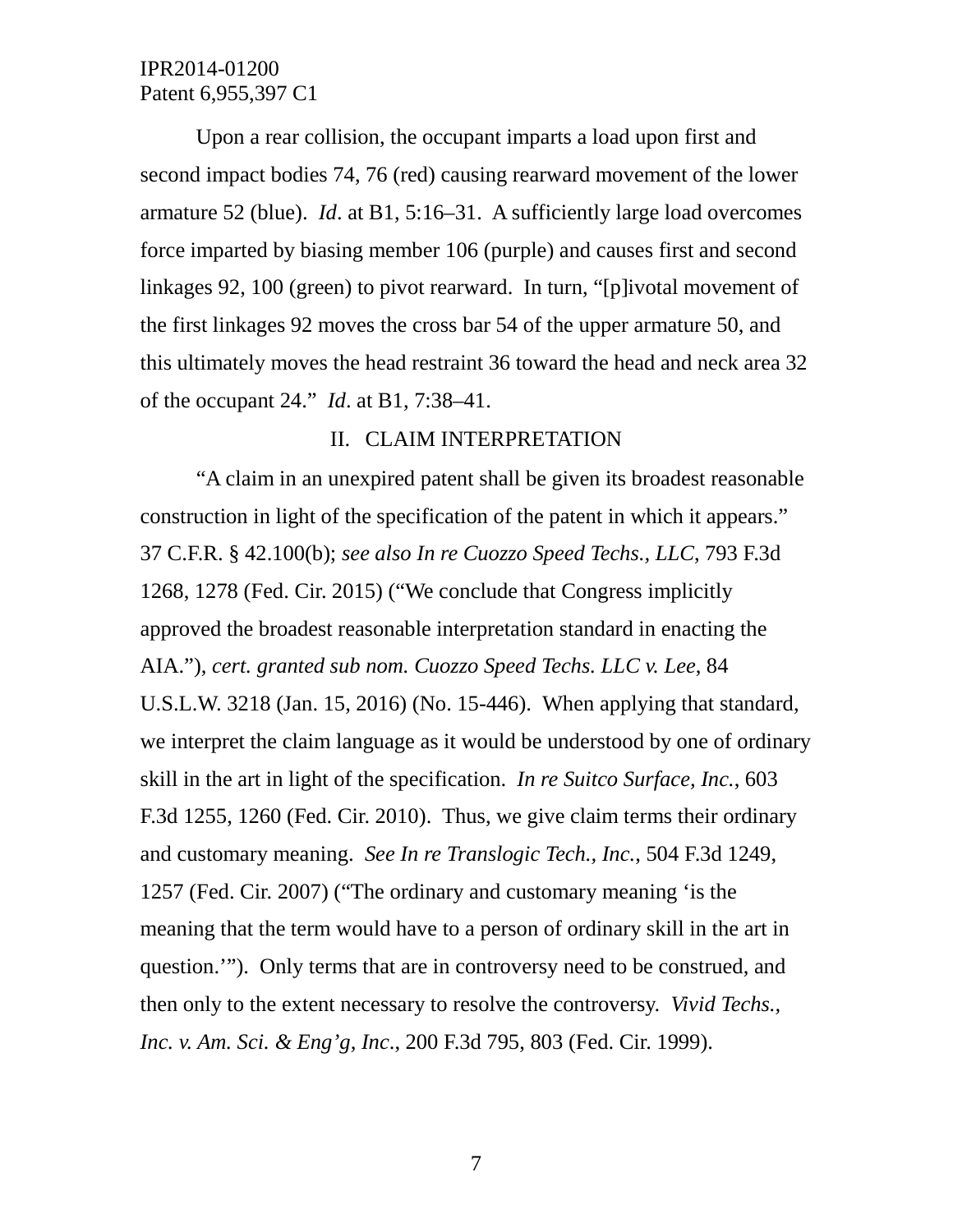Upon a rear collision, the occupant imparts a load upon first and second impact bodies 74, 76 (red) causing rearward movement of the lower armature 52 (blue). *Id*. at B1, 5:16–31. A sufficiently large load overcomes force imparted by biasing member 106 (purple) and causes first and second linkages 92, 100 (green) to pivot rearward. In turn, "[p]ivotal movement of the first linkages 92 moves the cross bar 54 of the upper armature 50, and this ultimately moves the head restraint 36 toward the head and neck area 32 of the occupant 24." *Id*. at B1, 7:38–41.

## II. CLAIM INTERPRETATION

"A claim in an unexpired patent shall be given its broadest reasonable construction in light of the specification of the patent in which it appears." 37 C.F.R. § 42.100(b); *see also In re Cuozzo Speed Techs., LLC*, 793 F.3d 1268, 1278 (Fed. Cir. 2015) ("We conclude that Congress implicitly approved the broadest reasonable interpretation standard in enacting the AIA."), *cert. granted sub nom. Cuozzo Speed Techs. LLC v. Lee*, 84 U.S.L.W. 3218 (Jan. 15, 2016) (No. 15-446). When applying that standard, we interpret the claim language as it would be understood by one of ordinary skill in the art in light of the specification. *In re Suitco Surface, Inc.*, 603 F.3d 1255, 1260 (Fed. Cir. 2010). Thus, we give claim terms their ordinary and customary meaning. *See In re Translogic Tech., Inc.*, 504 F.3d 1249, 1257 (Fed. Cir. 2007) ("The ordinary and customary meaning 'is the meaning that the term would have to a person of ordinary skill in the art in question.'"). Only terms that are in controversy need to be construed, and then only to the extent necessary to resolve the controversy. *Vivid Techs., Inc. v. Am. Sci. & Eng'g, Inc*., 200 F.3d 795, 803 (Fed. Cir. 1999).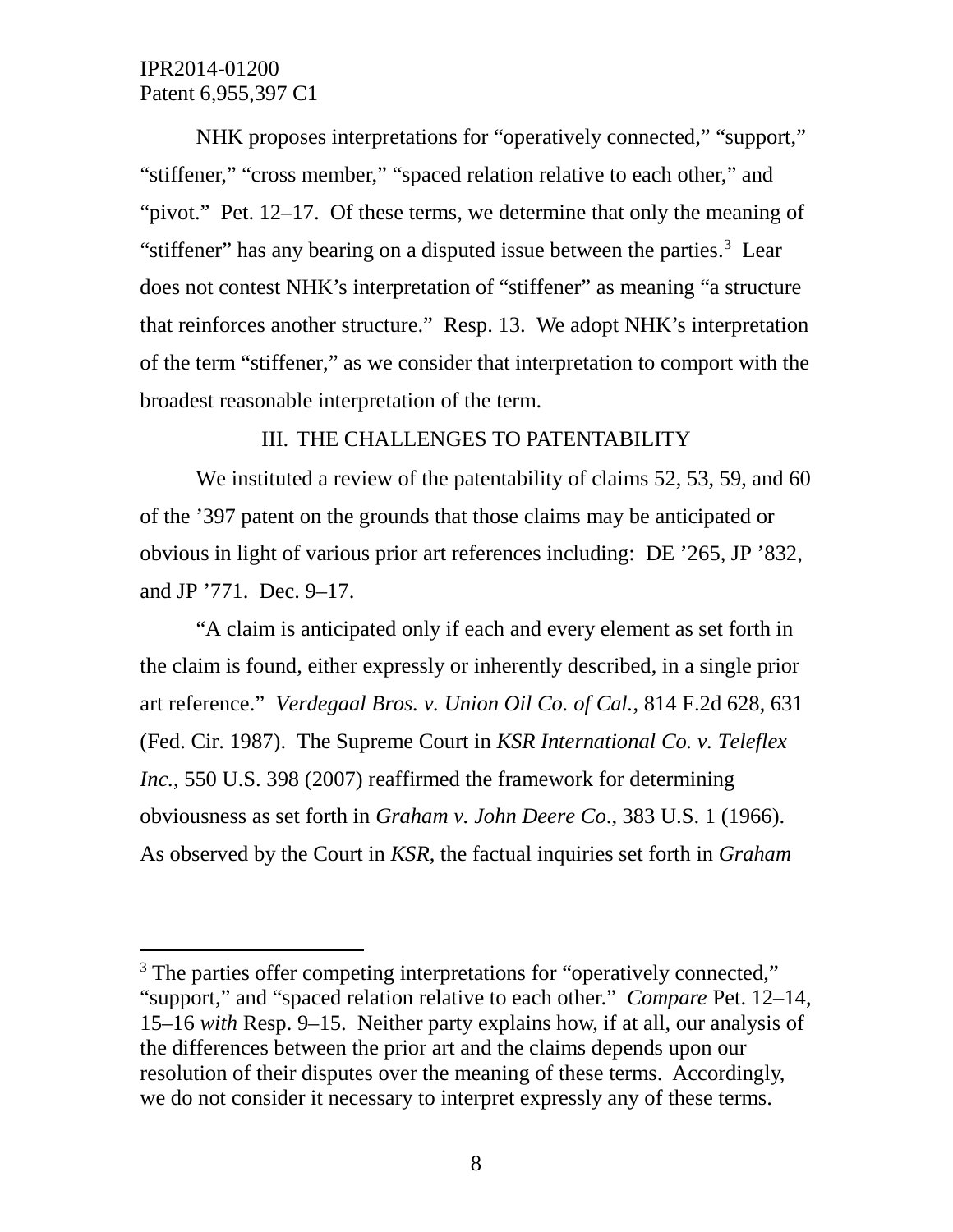NHK proposes interpretations for "operatively connected," "support," "stiffener," "cross member," "spaced relation relative to each other," and "pivot." Pet. 12–17. Of these terms, we determine that only the meaning of "stiffener" has any bearing on a disputed issue between the parties.[3] Lear does not contest NHK's interpretation of "stiffener" as meaning "a structure that reinforces another structure." Resp. 13. We adopt NHK's interpretation of the term "stiffener," as we consider that interpretation to comport with the broadest reasonable interpretation of the term.

## III. THE CHALLENGES TO PATENTABILITY

We instituted a review of the patentability of claims 52, 53, 59, and 60 of the '397 patent on the grounds that those claims may be anticipated or obvious in light of various prior art references including: DE '265, JP '832, and JP '771. Dec. 9–17.

"A claim is anticipated only if each and every element as set forth in the claim is found, either expressly or inherently described, in a single prior art reference." *Verdegaal Bros. v. Union Oil Co. of Cal.*, 814 F.2d 628, 631 (Fed. Cir. 1987). The Supreme Court in *KSR International Co. v. Teleflex Inc.*, 550 U.S. 398 (2007) reaffirmed the framework for determining obviousness as set forth in *Graham v. John Deere Co*., 383 U.S. 1 (1966). As observed by the Court in *KSR*, the factual inquiries set forth in *Graham*

---

[3] The parties offer competing interpretations for "operatively connected," "support," and "spaced relation relative to each other." *Compare* Pet. 12–14, 15–16 *with* Resp. 9–15. Neither party explains how, if at all, our analysis of the differences between the prior art and the claims depends upon our resolution of their disputes over the meaning of these terms. Accordingly, we do not consider it necessary to interpret expressly any of these terms.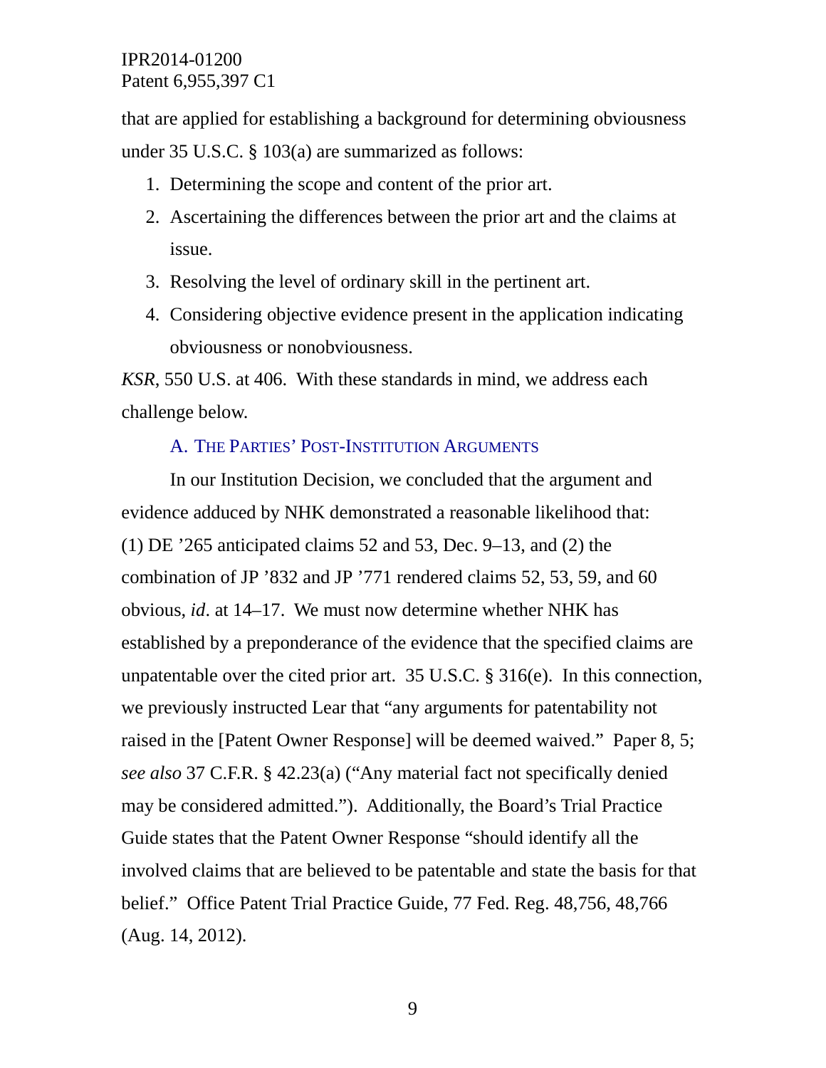that are applied for establishing a background for determining obviousness under 35 U.S.C. § 103(a) are summarized as follows:

1. Determining the scope and content of the prior art.
2. Ascertaining the differences between the prior art and the claims at issue.
3. Resolving the level of ordinary skill in the pertinent art.
4. Considering objective evidence present in the application indicating obviousness or nonobviousness.

*KSR*, 550 U.S. at 406. With these standards in mind, we address each challenge below.

### A. The Parties' Post-Institution Arguments

In our Institution Decision, we concluded that the argument and evidence adduced by NHK demonstrated a reasonable likelihood that: (1) DE '265 anticipated claims 52 and 53, Dec. 9–13, and (2) the combination of JP '832 and JP '771 rendered claims 52, 53, 59, and 60 obvious, *id*. at 14–17. We must now determine whether NHK has established by a preponderance of the evidence that the specified claims are unpatentable over the cited prior art. 35 U.S.C. § 316(e). In this connection, we previously instructed Lear that "any arguments for patentability not raised in the [Patent Owner Response] will be deemed waived." Paper 8, 5; *see also* 37 C.F.R. § 42.23(a) ("Any material fact not specifically denied may be considered admitted."). Additionally, the Board's Trial Practice Guide states that the Patent Owner Response "should identify all the involved claims that are believed to be patentable and state the basis for that belief." Office Patent Trial Practice Guide, 77 Fed. Reg. 48,756, 48,766 (Aug. 14, 2012).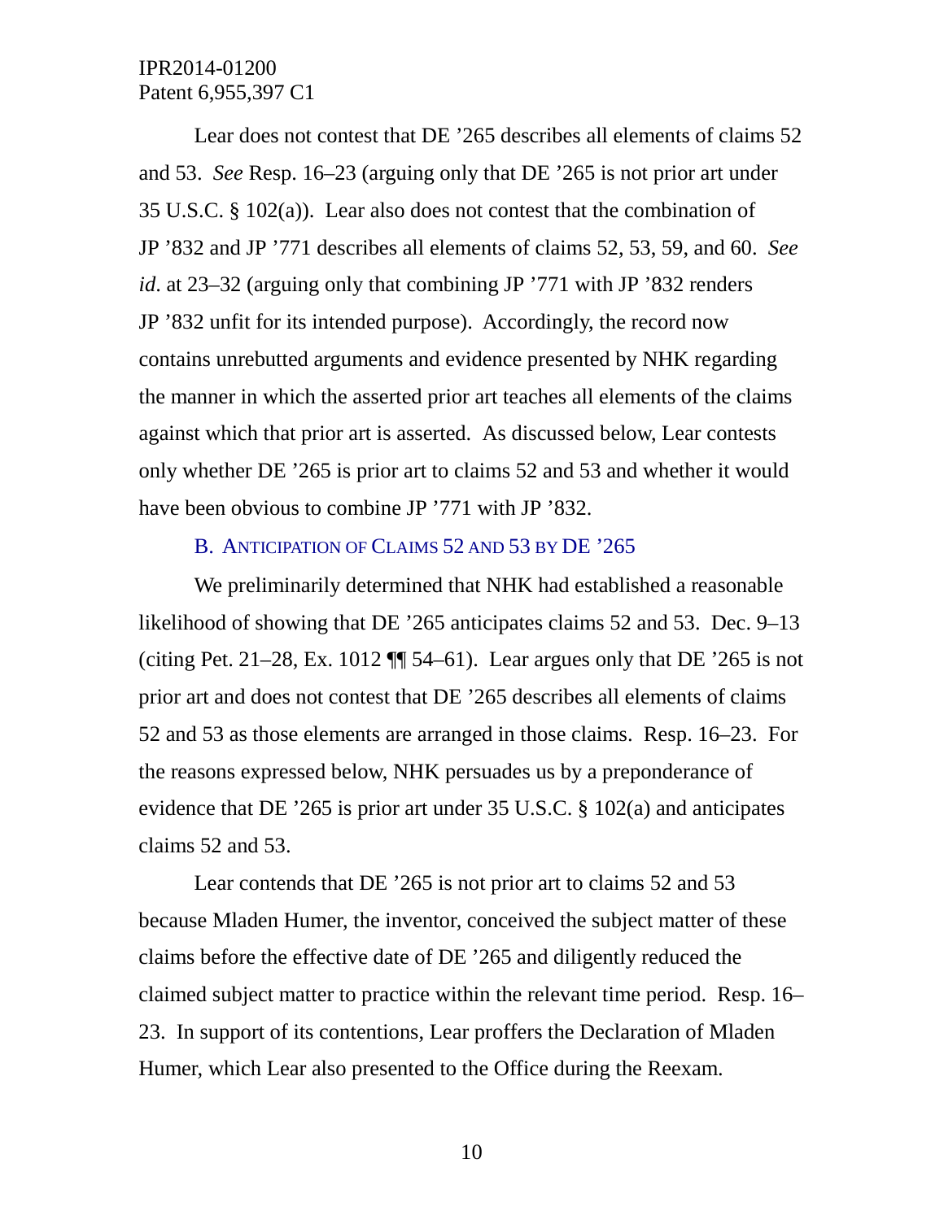Lear does not contest that DE ’265 describes all elements of claims 52 and 53. *See* Resp. 16–23 (arguing only that DE ’265 is not prior art under 35 U.S.C. § 102(a)). Lear also does not contest that the combination of JP ’832 and JP ’771 describes all elements of claims 52, 53, 59, and 60. *See id*. at 23–32 (arguing only that combining JP ’771 with JP ’832 renders JP ’832 unfit for its intended purpose). Accordingly, the record now contains unrebutted arguments and evidence presented by NHK regarding the manner in which the asserted prior art teaches all elements of the claims against which that prior art is asserted. As discussed below, Lear contests only whether DE ’265 is prior art to claims 52 and 53 and whether it would have been obvious to combine JP ’771 with JP ’832.

### B. Anticipation of Claims 52 and 53 by DE ’265

We preliminarily determined that NHK had established a reasonable likelihood of showing that DE ’265 anticipates claims 52 and 53. Dec. 9–13 (citing Pet. 21–28, Ex. 1012 ¶¶ 54–61). Lear argues only that DE ’265 is not prior art and does not contest that DE ’265 describes all elements of claims 52 and 53 as those elements are arranged in those claims. Resp. 16–23. For the reasons expressed below, NHK persuades us by a preponderance of evidence that DE ’265 is prior art under 35 U.S.C. § 102(a) and anticipates claims 52 and 53.

Lear contends that DE ’265 is not prior art to claims 52 and 53 because Mladen Humer, the inventor, conceived the subject matter of these claims before the effective date of DE ’265 and diligently reduced the claimed subject matter to practice within the relevant time period. Resp. 16–23. In support of its contentions, Lear proffers the Declaration of Mladen Humer, which Lear also presented to the Office during the Reexam.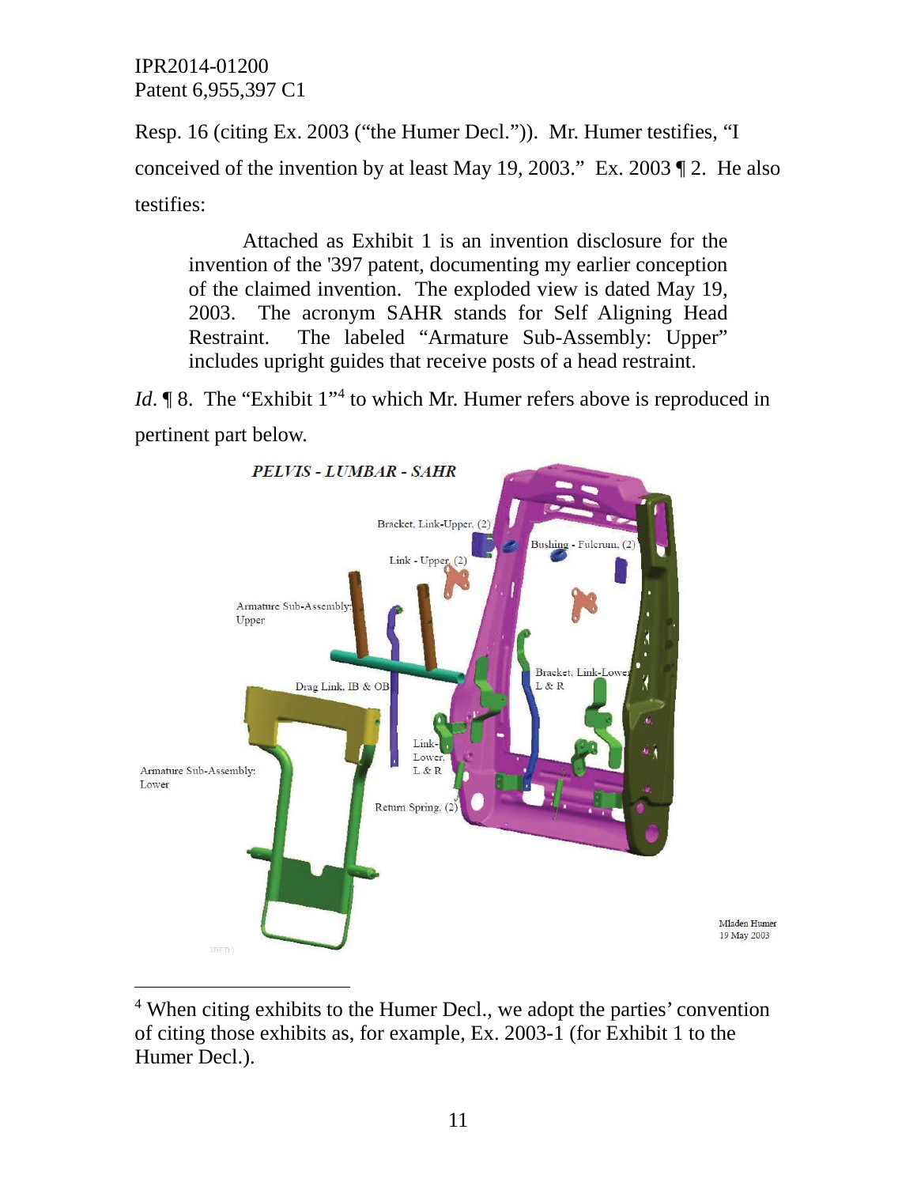Resp. 16 (citing Ex. 2003 ("the Humer Decl.")). Mr. Humer testifies, "I conceived of the invention by at least May 19, 2003." Ex. 2003 ¶ 2. He also testifies:

> Attached as Exhibit 1 is an invention disclosure for the invention of the '397 patent, documenting my earlier conception of the claimed invention. The exploded view is dated May 19, 2003. The acronym SAHR stands for Self Aligning Head Restraint. The labeled "Armature Sub-Assembly: Upper" includes upright guides that receive posts of a head restraint.

*Id.* ¶ 8. The "Exhibit 1"[4] to which Mr. Humer refers above is reproduced in pertinent part below.

*PELVIS - LUMBAR - SAHR*

Bracket, Link-Upper, (2)

Bushing - Fulcrum, (2)

Link - Upper, (2)

Armature Sub-Assembly: Upper

Bracket, Link-Lower L & R

Drag Link, IB & OB

Link-Lower, L & R

Armature Sub-Assembly: Lower

Return Spring, (2)

Mladen Humer
19 May 2003

---

[4] When citing exhibits to the Humer Decl., we adopt the parties' convention of citing those exhibits as, for example, Ex. 2003-1 (for Exhibit 1 to the Humer Decl.).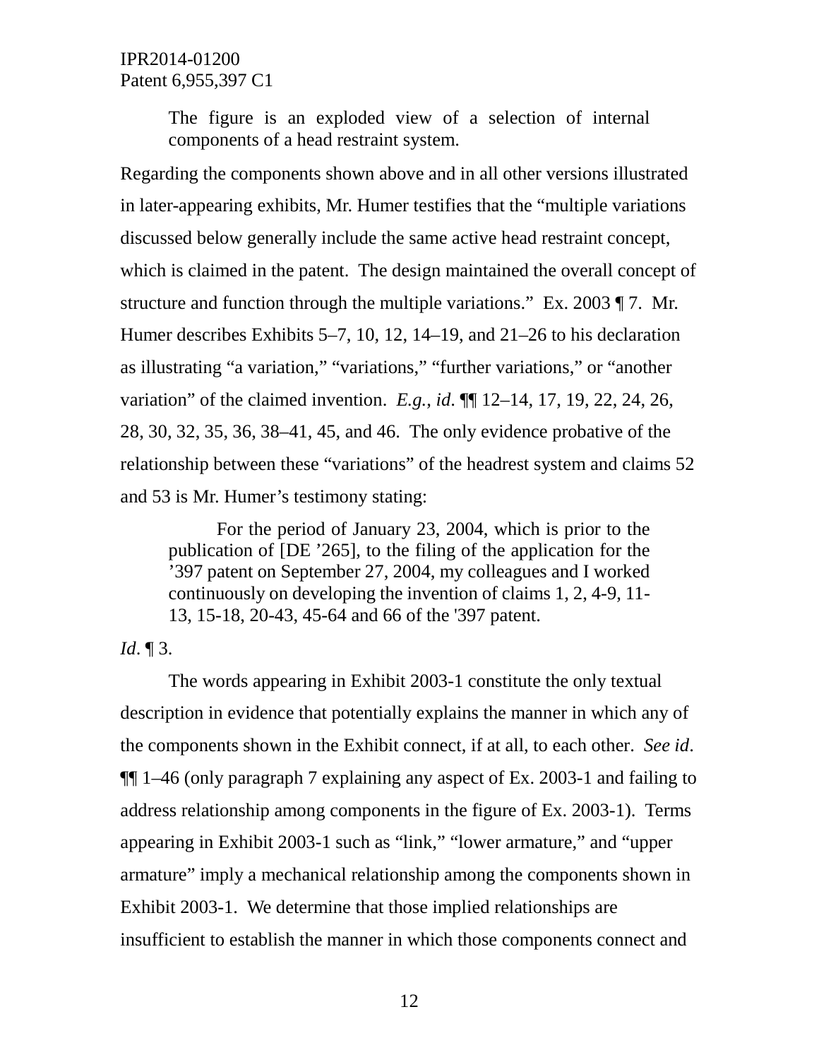The figure is an exploded view of a selection of internal components of a head restraint system.

Regarding the components shown above and in all other versions illustrated in later-appearing exhibits, Mr. Humer testifies that the "multiple variations discussed below generally include the same active head restraint concept, which is claimed in the patent. The design maintained the overall concept of structure and function through the multiple variations." Ex. 2003 ¶ 7. Mr. Humer describes Exhibits 5–7, 10, 12, 14–19, and 21–26 to his declaration as illustrating "a variation," "variations," "further variations," or "another variation" of the claimed invention. *E.g.*, *id*. ¶¶ 12–14, 17, 19, 22, 24, 26, 28, 30, 32, 35, 36, 38–41, 45, and 46. The only evidence probative of the relationship between these "variations" of the headrest system and claims 52 and 53 is Mr. Humer's testimony stating:

> For the period of January 23, 2004, which is prior to the publication of [DE '265], to the filing of the application for the '397 patent on September 27, 2004, my colleagues and I worked continuously on developing the invention of claims 1, 2, 4-9, 11-13, 15-18, 20-43, 45-64 and 66 of the '397 patent.

*Id*. ¶ 3.

The words appearing in Exhibit 2003-1 constitute the only textual description in evidence that potentially explains the manner in which any of the components shown in the Exhibit connect, if at all, to each other. *See id*. ¶¶ 1–46 (only paragraph 7 explaining any aspect of Ex. 2003-1 and failing to address relationship among components in the figure of Ex. 2003-1). Terms appearing in Exhibit 2003-1 such as "link," "lower armature," and "upper armature" imply a mechanical relationship among the components shown in Exhibit 2003-1. We determine that those implied relationships are insufficient to establish the manner in which those components connect and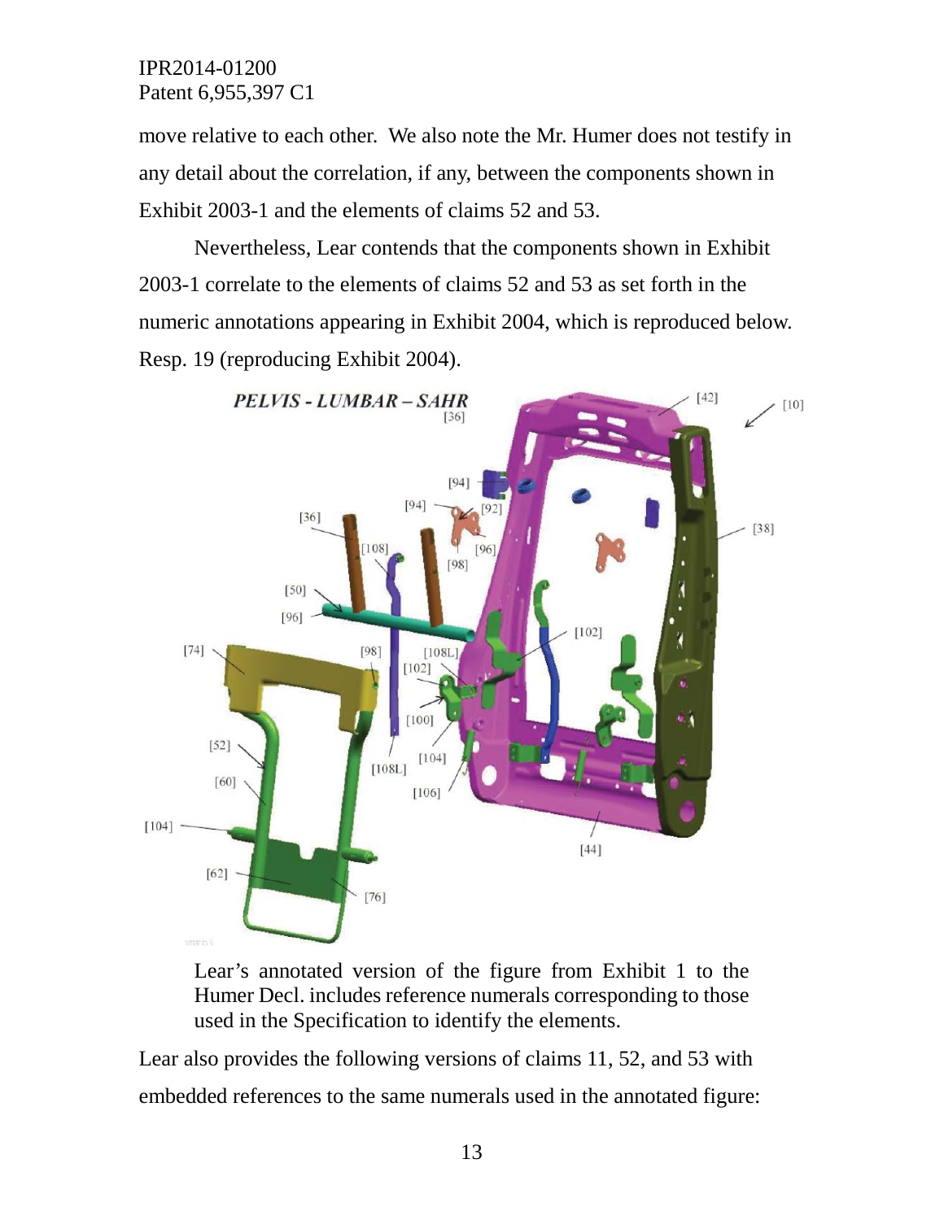move relative to each other. We also note the Mr. Humer does not testify in any detail about the correlation, if any, between the components shown in Exhibit 2003-1 and the elements of claims 52 and 53.

Nevertheless, Lear contends that the components shown in Exhibit 2003-1 correlate to the elements of claims 52 and 53 as set forth in the numeric annotations appearing in Exhibit 2004, which is reproduced below. Resp. 19 (reproducing Exhibit 2004).

Lear's annotated version of the figure from Exhibit 1 to the Humer Decl. includes reference numerals corresponding to those used in the Specification to identify the elements.

Lear also provides the following versions of claims 11, 52, and 53 with embedded references to the same numerals used in the annotated figure: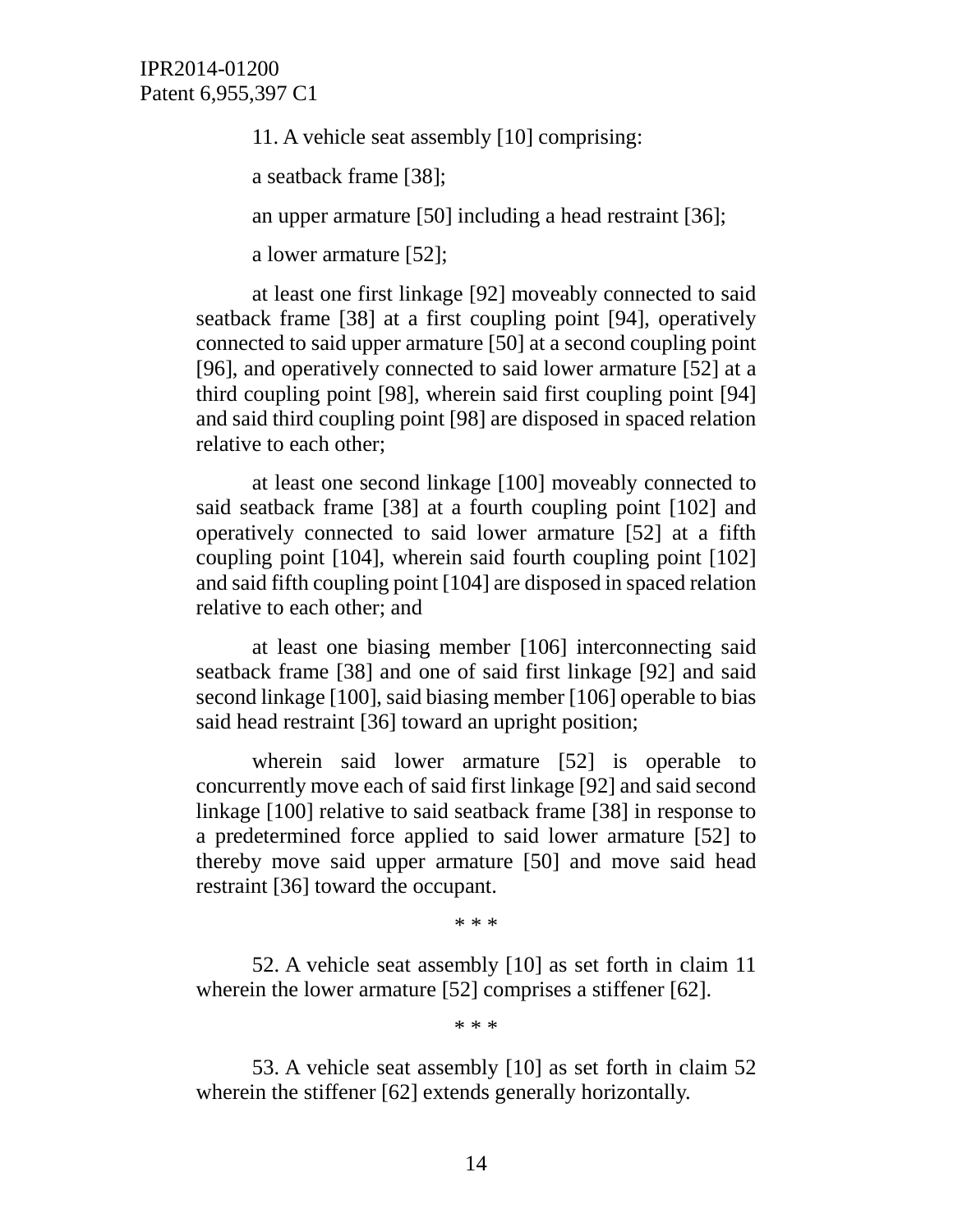11. A vehicle seat assembly [10] comprising:

a seatback frame [38];

an upper armature [50] including a head restraint [36];

a lower armature [52];

at least one first linkage [92] moveably connected to said seatback frame [38] at a first coupling point [94], operatively connected to said upper armature [50] at a second coupling point [96], and operatively connected to said lower armature [52] at a third coupling point [98], wherein said first coupling point [94] and said third coupling point [98] are disposed in spaced relation relative to each other;

at least one second linkage [100] moveably connected to said seatback frame [38] at a fourth coupling point [102] and operatively connected to said lower armature [52] at a fifth coupling point [104], wherein said fourth coupling point [102] and said fifth coupling point [104] are disposed in spaced relation relative to each other; and

at least one biasing member [106] interconnecting said seatback frame [38] and one of said first linkage [92] and said second linkage [100], said biasing member [106] operable to bias said head restraint [36] toward an upright position;

wherein said lower armature [52] is operable to concurrently move each of said first linkage [92] and said second linkage [100] relative to said seatback frame [38] in response to a predetermined force applied to said lower armature [52] to thereby move said upper armature [50] and move said head restraint [36] toward the occupant.

\* \* \*

52. A vehicle seat assembly [10] as set forth in claim 11 wherein the lower armature [52] comprises a stiffener [62].

\* \* \*

53. A vehicle seat assembly [10] as set forth in claim 52 wherein the stiffener [62] extends generally horizontally.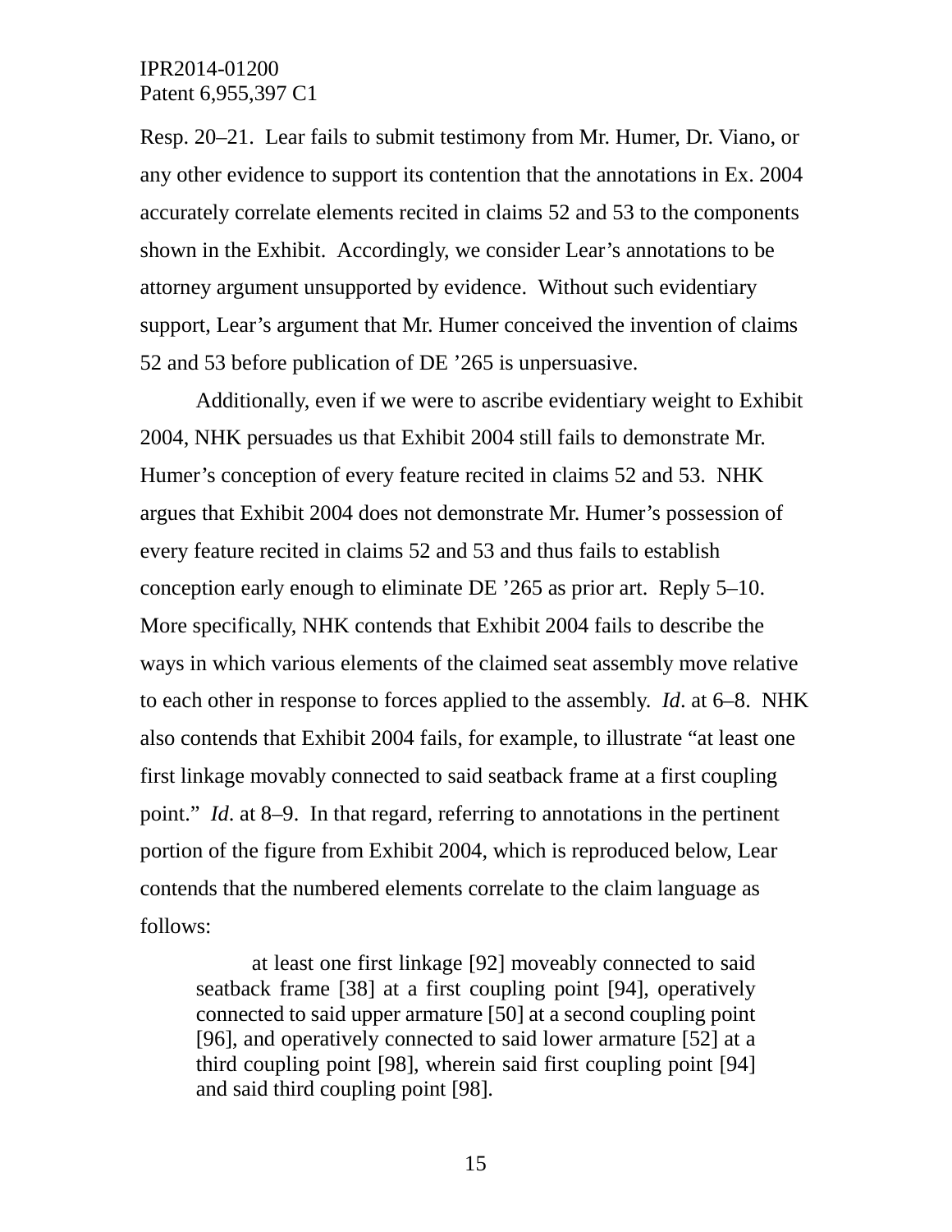Resp. 20–21. Lear fails to submit testimony from Mr. Humer, Dr. Viano, or any other evidence to support its contention that the annotations in Ex. 2004 accurately correlate elements recited in claims 52 and 53 to the components shown in the Exhibit. Accordingly, we consider Lear's annotations to be attorney argument unsupported by evidence. Without such evidentiary support, Lear's argument that Mr. Humer conceived the invention of claims 52 and 53 before publication of DE '265 is unpersuasive.

Additionally, even if we were to ascribe evidentiary weight to Exhibit 2004, NHK persuades us that Exhibit 2004 still fails to demonstrate Mr. Humer's conception of every feature recited in claims 52 and 53. NHK argues that Exhibit 2004 does not demonstrate Mr. Humer's possession of every feature recited in claims 52 and 53 and thus fails to establish conception early enough to eliminate DE '265 as prior art. Reply 5–10. More specifically, NHK contends that Exhibit 2004 fails to describe the ways in which various elements of the claimed seat assembly move relative to each other in response to forces applied to the assembly. *Id*. at 6–8. NHK also contends that Exhibit 2004 fails, for example, to illustrate "at least one first linkage movably connected to said seatback frame at a first coupling point." *Id*. at 8–9. In that regard, referring to annotations in the pertinent portion of the figure from Exhibit 2004, which is reproduced below, Lear contends that the numbered elements correlate to the claim language as follows:

> at least one first linkage [92] moveably connected to said seatback frame [38] at a first coupling point [94], operatively connected to said upper armature [50] at a second coupling point [96], and operatively connected to said lower armature [52] at a third coupling point [98], wherein said first coupling point [94] and said third coupling point [98].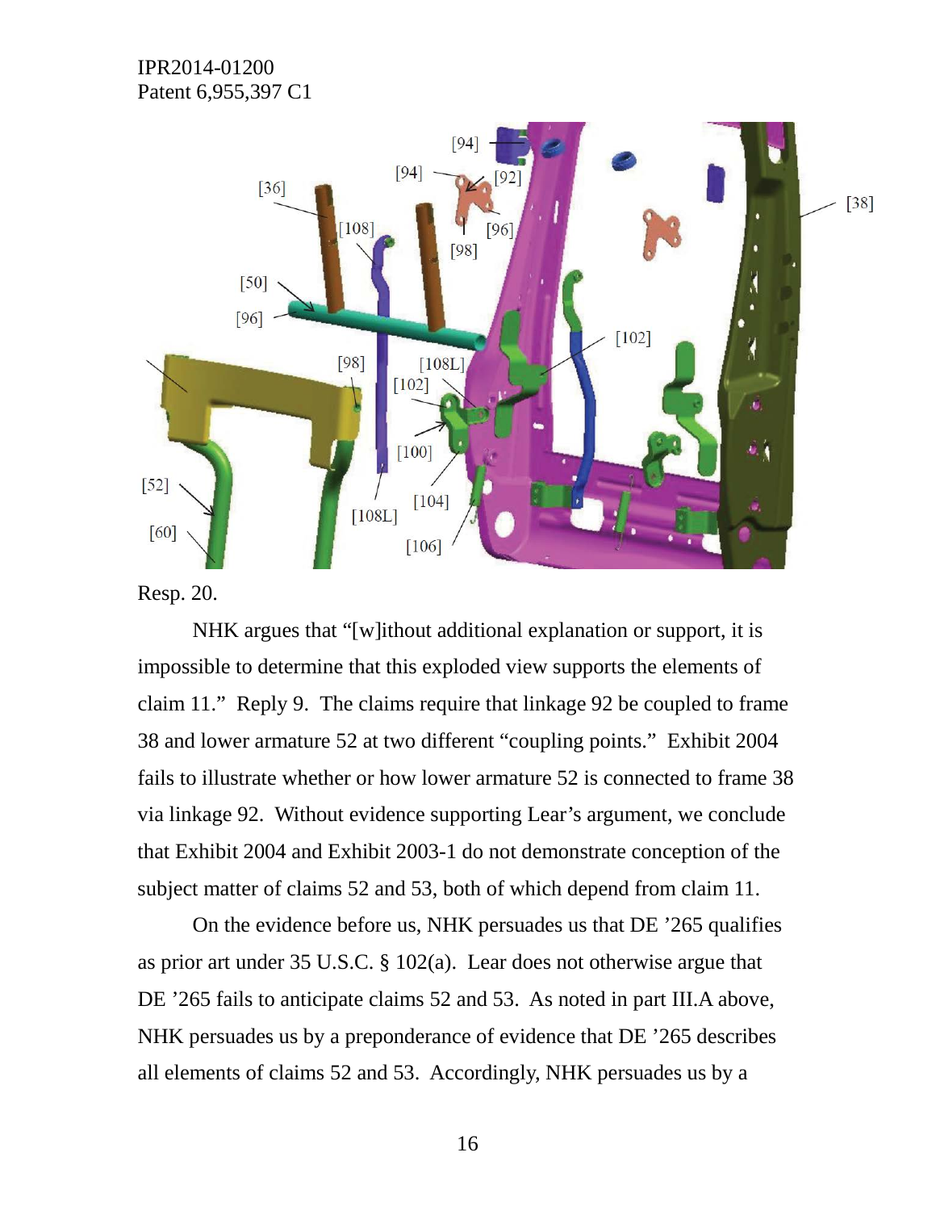Resp. 20.

NHK argues that "[w]ithout additional explanation or support, it is impossible to determine that this exploded view supports the elements of claim 11." Reply 9. The claims require that linkage 92 be coupled to frame 38 and lower armature 52 at two different "coupling points." Exhibit 2004 fails to illustrate whether or how lower armature 52 is connected to frame 38 via linkage 92. Without evidence supporting Lear's argument, we conclude that Exhibit 2004 and Exhibit 2003-1 do not demonstrate conception of the subject matter of claims 52 and 53, both of which depend from claim 11.

On the evidence before us, NHK persuades us that DE '265 qualifies as prior art under 35 U.S.C. § 102(a). Lear does not otherwise argue that DE '265 fails to anticipate claims 52 and 53. As noted in part III.A above, NHK persuades us by a preponderance of evidence that DE '265 describes all elements of claims 52 and 53. Accordingly, NHK persuades us by a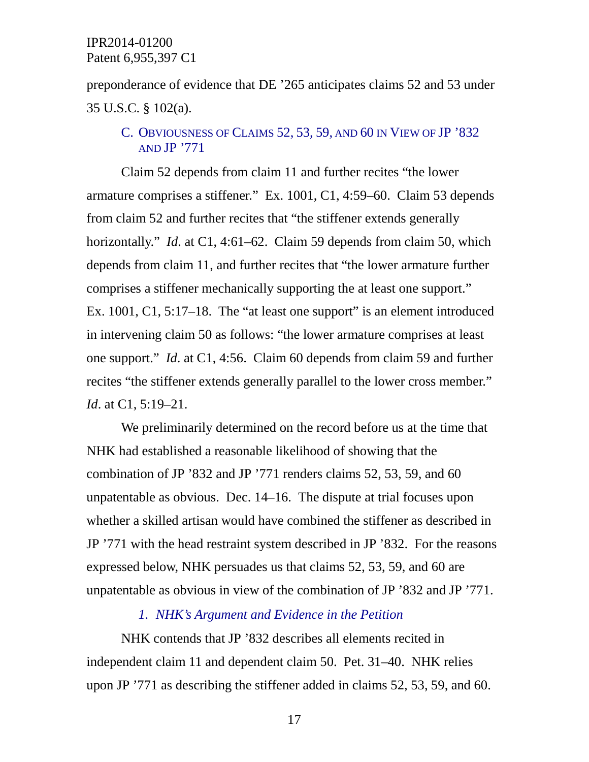preponderance of evidence that DE ’265 anticipates claims 52 and 53 under 35 U.S.C. § 102(a).

### C. Obviousness of Claims 52, 53, 59, and 60 in View of JP ’832 and JP ’771

Claim 52 depends from claim 11 and further recites “the lower armature comprises a stiffener.” Ex. 1001, C1, 4:59–60. Claim 53 depends from claim 52 and further recites that “the stiffener extends generally horizontally.” *Id*. at C1, 4:61–62. Claim 59 depends from claim 50, which depends from claim 11, and further recites that “the lower armature further comprises a stiffener mechanically supporting the at least one support.” Ex. 1001, C1, 5:17–18. The “at least one support” is an element introduced in intervening claim 50 as follows: “the lower armature comprises at least one support.” *Id*. at C1, 4:56. Claim 60 depends from claim 59 and further recites “the stiffener extends generally parallel to the lower cross member.” *Id*. at C1, 5:19–21.

We preliminarily determined on the record before us at the time that NHK had established a reasonable likelihood of showing that the combination of JP ’832 and JP ’771 renders claims 52, 53, 59, and 60 unpatentable as obvious. Dec. 14–16. The dispute at trial focuses upon whether a skilled artisan would have combined the stiffener as described in JP ’771 with the head restraint system described in JP ’832. For the reasons expressed below, NHK persuades us that claims 52, 53, 59, and 60 are unpatentable as obvious in view of the combination of JP ’832 and JP ’771.

#### *1. NHK’s Argument and Evidence in the Petition*

NHK contends that JP ’832 describes all elements recited in independent claim 11 and dependent claim 50. Pet. 31–40. NHK relies upon JP ’771 as describing the stiffener added in claims 52, 53, 59, and 60.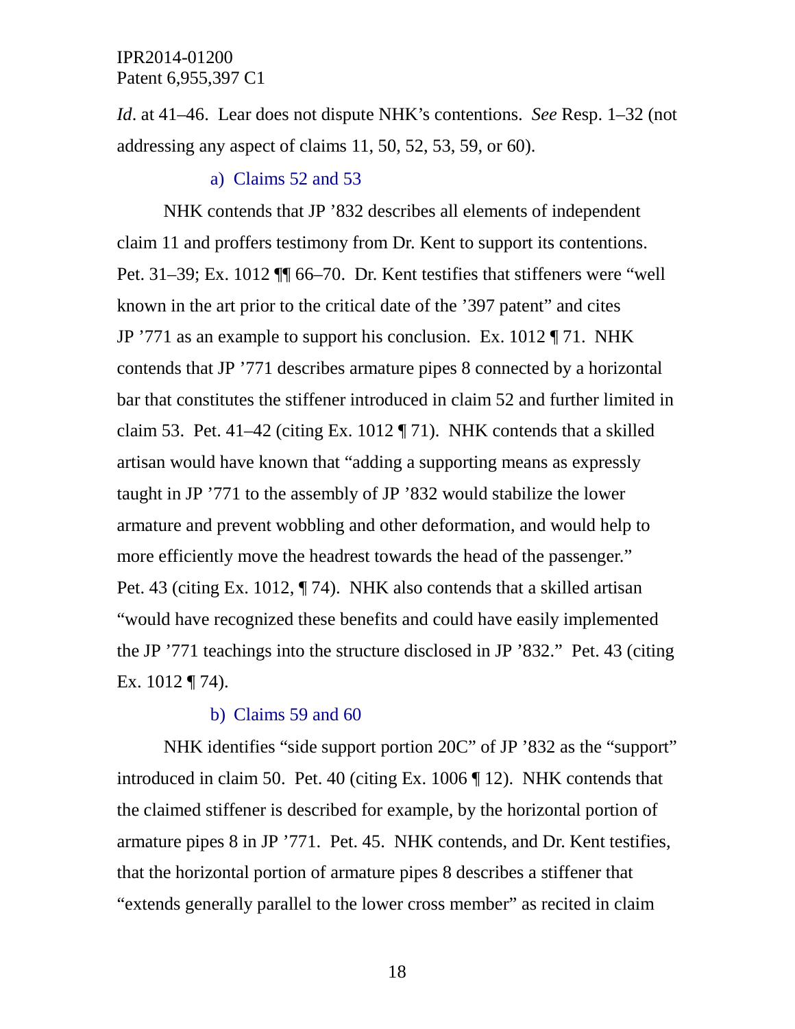*Id*. at 41–46. Lear does not dispute NHK's contentions. *See* Resp. 1–32 (not addressing any aspect of claims 11, 50, 52, 53, 59, or 60).

#### a) Claims 52 and 53

NHK contends that JP '832 describes all elements of independent claim 11 and proffers testimony from Dr. Kent to support its contentions. Pet. 31–39; Ex. 1012 ¶¶ 66–70. Dr. Kent testifies that stiffeners were "well known in the art prior to the critical date of the '397 patent" and cites JP '771 as an example to support his conclusion. Ex. 1012 ¶ 71. NHK contends that JP '771 describes armature pipes 8 connected by a horizontal bar that constitutes the stiffener introduced in claim 52 and further limited in claim 53. Pet. 41–42 (citing Ex. 1012 ¶ 71). NHK contends that a skilled artisan would have known that "adding a supporting means as expressly taught in JP '771 to the assembly of JP '832 would stabilize the lower armature and prevent wobbling and other deformation, and would help to more efficiently move the headrest towards the head of the passenger." Pet. 43 (citing Ex. 1012, ¶ 74). NHK also contends that a skilled artisan "would have recognized these benefits and could have easily implemented the JP '771 teachings into the structure disclosed in JP '832." Pet. 43 (citing Ex. 1012 ¶ 74).

#### b) Claims 59 and 60

NHK identifies "side support portion 20C" of JP '832 as the "support" introduced in claim 50. Pet. 40 (citing Ex. 1006 ¶ 12). NHK contends that the claimed stiffener is described for example, by the horizontal portion of armature pipes 8 in JP '771. Pet. 45. NHK contends, and Dr. Kent testifies, that the horizontal portion of armature pipes 8 describes a stiffener that "extends generally parallel to the lower cross member" as recited in claim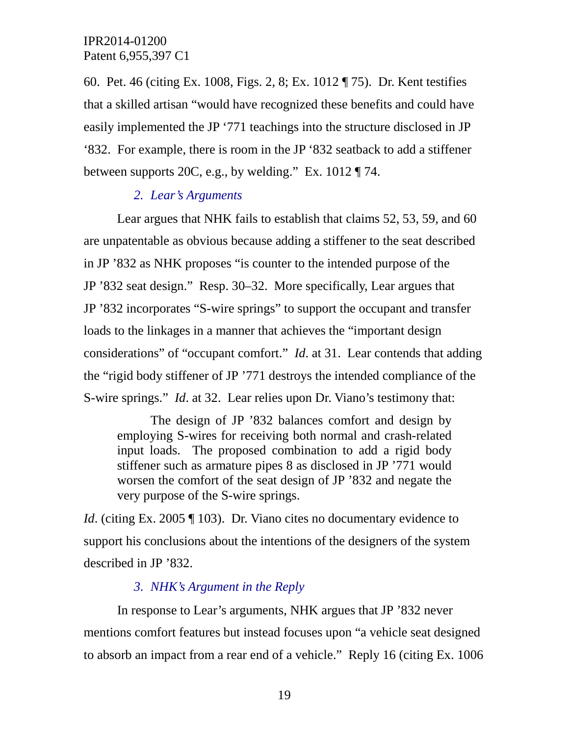60. Pet. 46 (citing Ex. 1008, Figs. 2, 8; Ex. 1012 ¶ 75). Dr. Kent testifies that a skilled artisan "would have recognized these benefits and could have easily implemented the JP '771 teachings into the structure disclosed in JP '832. For example, there is room in the JP '832 seatback to add a stiffener between supports 20C, e.g., by welding." Ex. 1012 ¶ 74.

### *2. Lear's Arguments*

Lear argues that NHK fails to establish that claims 52, 53, 59, and 60 are unpatentable as obvious because adding a stiffener to the seat described in JP '832 as NHK proposes "is counter to the intended purpose of the JP '832 seat design." Resp. 30–32. More specifically, Lear argues that JP '832 incorporates "S-wire springs" to support the occupant and transfer loads to the linkages in a manner that achieves the "important design considerations" of "occupant comfort." *Id*. at 31. Lear contends that adding the "rigid body stiffener of JP '771 destroys the intended compliance of the S-wire springs." *Id*. at 32. Lear relies upon Dr. Viano's testimony that:

> The design of JP '832 balances comfort and design by employing S-wires for receiving both normal and crash-related input loads. The proposed combination to add a rigid body stiffener such as armature pipes 8 as disclosed in JP '771 would worsen the comfort of the seat design of JP '832 and negate the very purpose of the S-wire springs.

*Id*. (citing Ex. 2005 ¶ 103). Dr. Viano cites no documentary evidence to support his conclusions about the intentions of the designers of the system described in JP '832.

### *3. NHK's Argument in the Reply*

In response to Lear's arguments, NHK argues that JP '832 never mentions comfort features but instead focuses upon "a vehicle seat designed to absorb an impact from a rear end of a vehicle." Reply 16 (citing Ex. 1006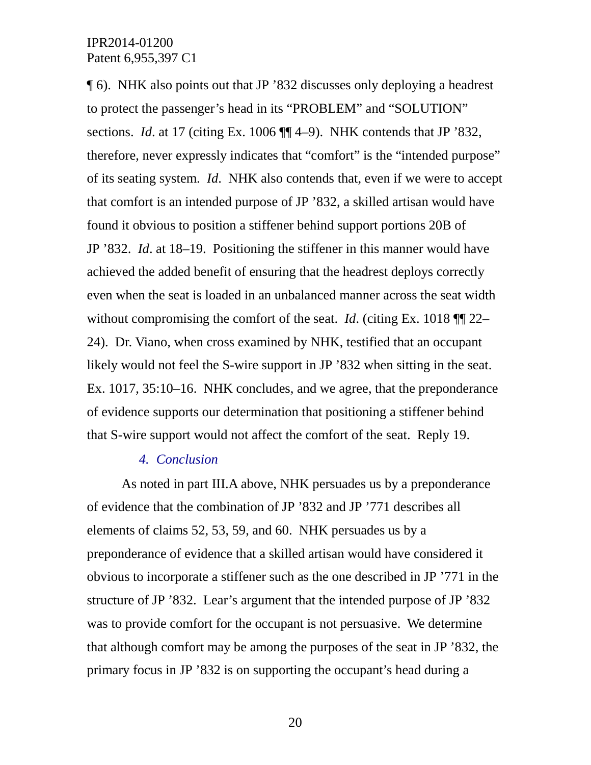¶ 6). NHK also points out that JP ’832 discusses only deploying a headrest to protect the passenger’s head in its “PROBLEM” and “SOLUTION” sections. *Id*. at 17 (citing Ex. 1006 ¶¶ 4–9). NHK contends that JP ’832, therefore, never expressly indicates that “comfort” is the “intended purpose” of its seating system. *Id*. NHK also contends that, even if we were to accept that comfort is an intended purpose of JP ’832, a skilled artisan would have found it obvious to position a stiffener behind support portions 20B of JP ’832. *Id*. at 18–19. Positioning the stiffener in this manner would have achieved the added benefit of ensuring that the headrest deploys correctly even when the seat is loaded in an unbalanced manner across the seat width without compromising the comfort of the seat. *Id*. (citing Ex. 1018 ¶¶ 22–24). Dr. Viano, when cross examined by NHK, testified that an occupant likely would not feel the S-wire support in JP ’832 when sitting in the seat. Ex. 1017, 35:10–16. NHK concludes, and we agree, that the preponderance of evidence supports our determination that positioning a stiffener behind that S-wire support would not affect the comfort of the seat. Reply 19.

#### *4. Conclusion*

As noted in part III.A above, NHK persuades us by a preponderance of evidence that the combination of JP ’832 and JP ’771 describes all elements of claims 52, 53, 59, and 60. NHK persuades us by a preponderance of evidence that a skilled artisan would have considered it obvious to incorporate a stiffener such as the one described in JP ’771 in the structure of JP ’832. Lear’s argument that the intended purpose of JP ’832 was to provide comfort for the occupant is not persuasive. We determine that although comfort may be among the purposes of the seat in JP ’832, the primary focus in JP ’832 is on supporting the occupant’s head during a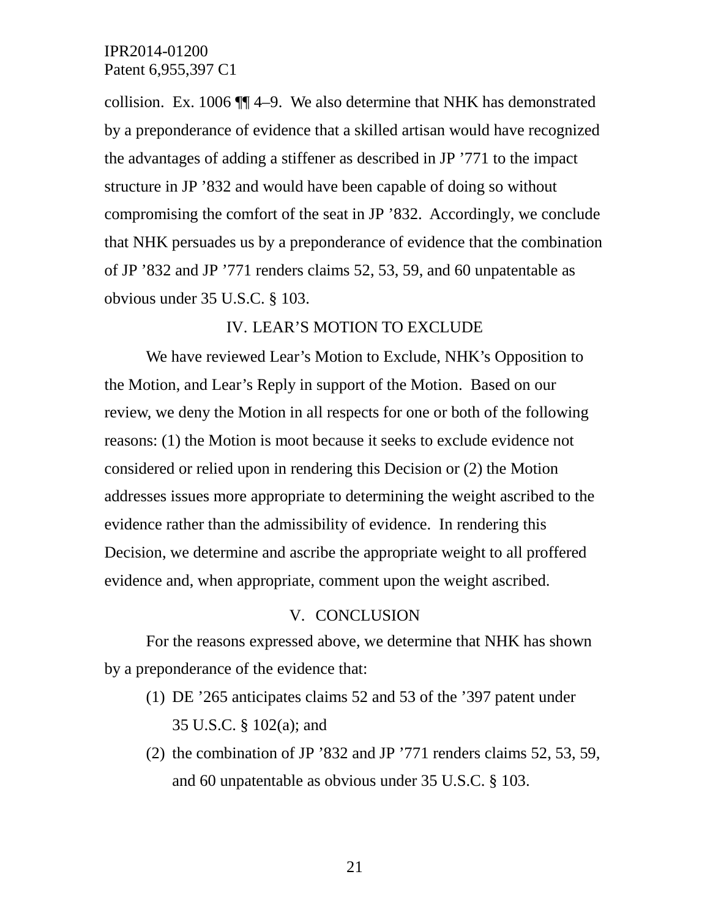collision. Ex. 1006 ¶¶ 4–9. We also determine that NHK has demonstrated by a preponderance of evidence that a skilled artisan would have recognized the advantages of adding a stiffener as described in JP ’771 to the impact structure in JP ’832 and would have been capable of doing so without compromising the comfort of the seat in JP ’832. Accordingly, we conclude that NHK persuades us by a preponderance of evidence that the combination of JP ’832 and JP ’771 renders claims 52, 53, 59, and 60 unpatentable as obvious under 35 U.S.C. § 103.

## IV. LEAR’S MOTION TO EXCLUDE

We have reviewed Lear’s Motion to Exclude, NHK’s Opposition to the Motion, and Lear’s Reply in support of the Motion. Based on our review, we deny the Motion in all respects for one or both of the following reasons: (1) the Motion is moot because it seeks to exclude evidence not considered or relied upon in rendering this Decision or (2) the Motion addresses issues more appropriate to determining the weight ascribed to the evidence rather than the admissibility of evidence. In rendering this Decision, we determine and ascribe the appropriate weight to all proffered evidence and, when appropriate, comment upon the weight ascribed.

## V. CONCLUSION

For the reasons expressed above, we determine that NHK has shown by a preponderance of the evidence that:

(1) DE ’265 anticipates claims 52 and 53 of the ’397 patent under 35 U.S.C. § 102(a); and

(2) the combination of JP ’832 and JP ’771 renders claims 52, 53, 59, and 60 unpatentable as obvious under 35 U.S.C. § 103.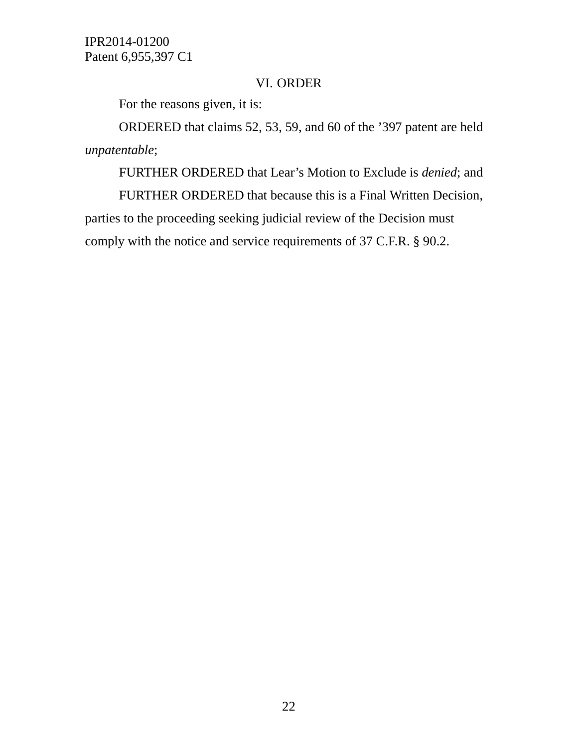## VI. ORDER

For the reasons given, it is:

ORDERED that claims 52, 53, 59, and 60 of the ’397 patent are held *unpatentable*;

FURTHER ORDERED that Lear’s Motion to Exclude is *denied*; and

FURTHER ORDERED that because this is a Final Written Decision, parties to the proceeding seeking judicial review of the Decision must comply with the notice and service requirements of 37 C.F.R. § 90.2.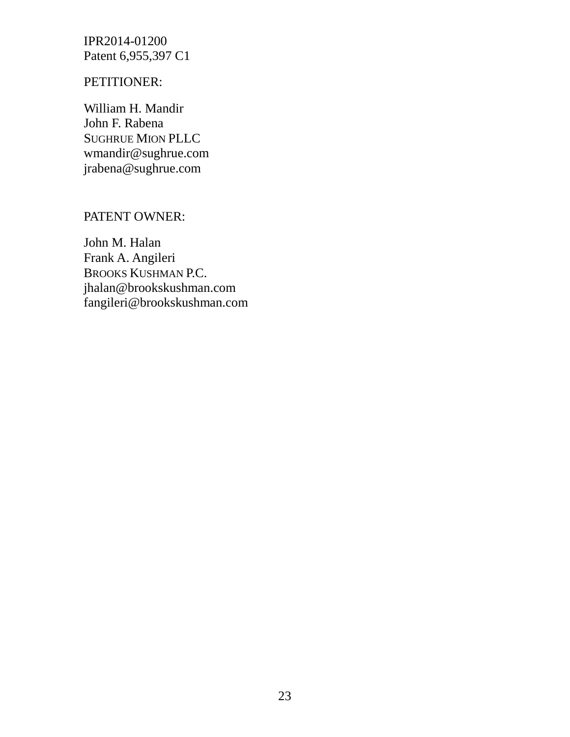PETITIONER:

William H. Mandir
John F. Rabena
SUGHRUE MION PLLC
wmandir@sughrue.com
jrabena@sughrue.com

PATENT OWNER:

John M. Halan
Frank A. Angileri
BROOKS KUSHMAN P.C.
jhalan@brookskushman.com
fangileri@brookskushman.com